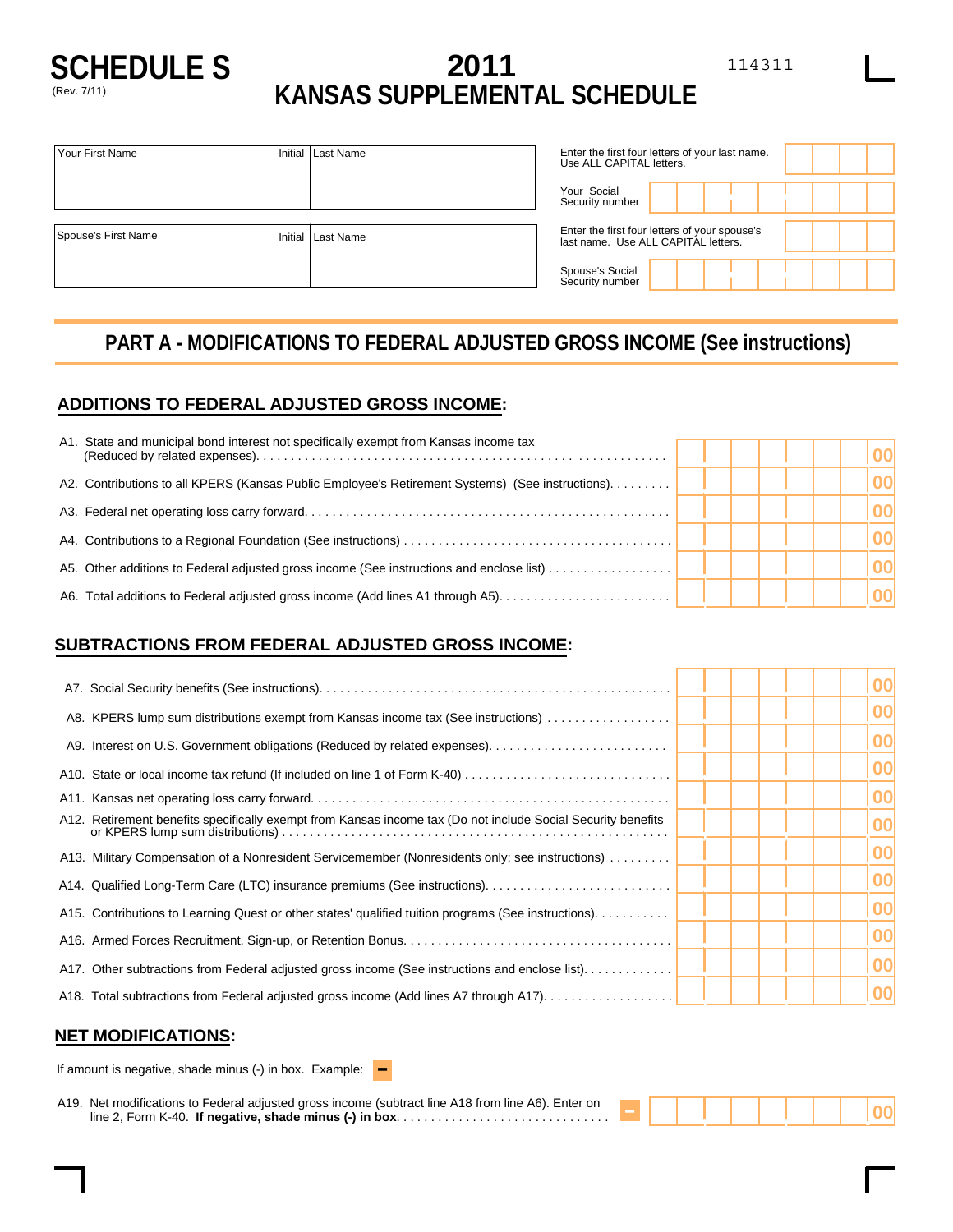# SCHEDULE S

(Rev. 7/11)

# 2011
# KANSAS SUPPLEMENTAL SCHEDULE

114311

| Your First Name | Initial | Last Name |
|---|---|---|
| | | |

| Spouse's First Name | Initial | Last Name |
|---|---|---|
| | | |

Enter the first four letters of your last name. Use ALL CAPITAL letters.

Your Social Security number

Enter the first four letters of your spouse's last name. Use ALL CAPITAL letters.

Spouse's Social Security number

## PART A - MODIFICATIONS TO FEDERAL ADJUSTED GROSS INCOME (See instructions)

### ADDITIONS TO FEDERAL ADJUSTED GROSS INCOME:

| Line | Description | Amount |
|---|---|---|
| A1. | State and municipal bond interest not specifically exempt from Kansas income tax (Reduced by related expenses) | 00 |
| A2. | Contributions to all KPERS (Kansas Public Employee's Retirement Systems) (See instructions) | 00 |
| A3. | Federal net operating loss carry forward | 00 |
| A4. | Contributions to a Regional Foundation (See instructions) | 00 |
| A5. | Other additions to Federal adjusted gross income (See instructions and enclose list) | 00 |
| A6. | Total additions to Federal adjusted gross income (Add lines A1 through A5) | 00 |

### SUBTRACTIONS FROM FEDERAL ADJUSTED GROSS INCOME:

| Line | Description | Amount |
|---|---|---|
| A7. | Social Security benefits (See instructions) | 00 |
| A8. | KPERS lump sum distributions exempt from Kansas income tax (See instructions) | 00 |
| A9. | Interest on U.S. Government obligations (Reduced by related expenses) | 00 |
| A10. | State or local income tax refund (If included on line 1 of Form K-40) | 00 |
| A11. | Kansas net operating loss carry forward | 00 |
| A12. | Retirement benefits specifically exempt from Kansas income tax (Do not include Social Security benefits or KPERS lump sum distributions) | 00 |
| A13. | Military Compensation of a Nonresident Servicemember (Nonresidents only; see instructions) | 00 |
| A14. | Qualified Long-Term Care (LTC) insurance premiums (See instructions) | 00 |
| A15. | Contributions to Learning Quest or other states' qualified tuition programs (See instructions) | 00 |
| A16. | Armed Forces Recruitment, Sign-up, or Retention Bonus | 00 |
| A17. | Other subtractions from Federal adjusted gross income (See instructions and enclose list) | 00 |
| A18. | Total subtractions from Federal adjusted gross income (Add lines A7 through A17) | 00 |

### NET MODIFICATIONS:

If amount is negative, shade minus (-) in box. Example: −

| Line | Description | Amount |
|---|---|---|
| A19. | Net modifications to Federal adjusted gross income (subtract line A18 from line A6). Enter on line 2, Form K-40. **If negative, shade minus (-) in box** | − 00 |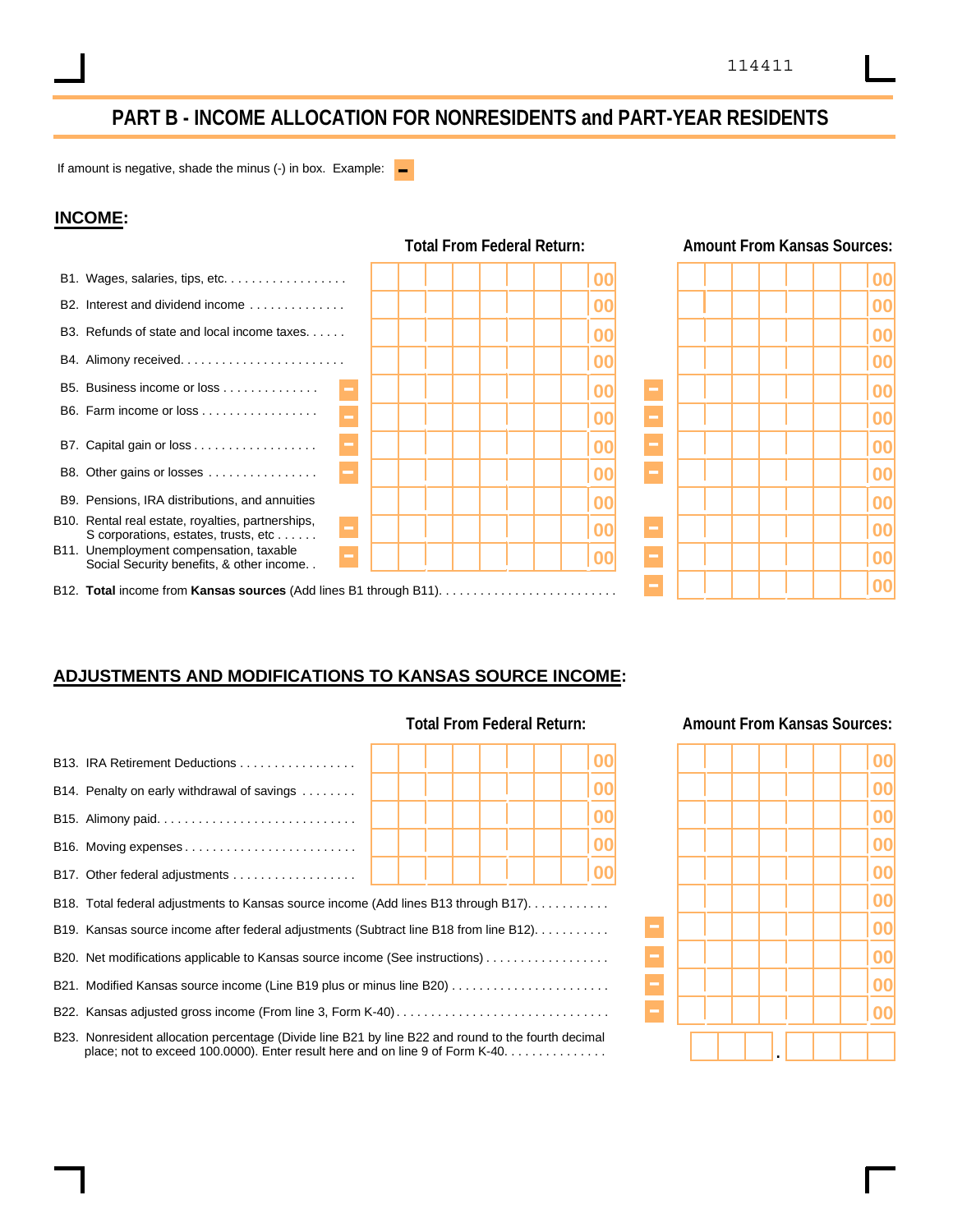# PART B - INCOME ALLOCATION FOR NONRESIDENTS and PART-YEAR RESIDENTS

If amount is negative, shade the minus (-) in box. Example: −

## INCOME:

| | | Total From Federal Return: | | Amount From Kansas Sources: |
|---|---|---|---|---|
| B1. Wages, salaries, tips, etc. | | 00 | | 00 |
| B2. Interest and dividend income | | 00 | | 00 |
| B3. Refunds of state and local income taxes | | 00 | | 00 |
| B4. Alimony received | | 00 | | 00 |
| B5. Business income or loss | − | 00 | − | 00 |
| B6. Farm income or loss | − | 00 | − | 00 |
| B7. Capital gain or loss | − | 00 | − | 00 |
| B8. Other gains or losses | − | 00 | − | 00 |
| B9. Pensions, IRA distributions, and annuities | | 00 | | 00 |
| B10. Rental real estate, royalties, partnerships, S corporations, estates, trusts, etc | − | 00 | − | 00 |
| B11. Unemployment compensation, taxable Social Security benefits, & other income. | − | 00 | − | 00 |
| B12. **Total** income from **Kansas sources** (Add lines B1 through B11) | | | − | 00 |

## ADJUSTMENTS AND MODIFICATIONS TO KANSAS SOURCE INCOME:

| | Total From Federal Return: | | Amount From Kansas Sources: |
|---|---|---|---|
| B13. IRA Retirement Deductions | 00 | | 00 |
| B14. Penalty on early withdrawal of savings | 00 | | 00 |
| B15. Alimony paid | 00 | | 00 |
| B16. Moving expenses | 00 | | 00 |
| B17. Other federal adjustments | 00 | | 00 |
| B18. Total federal adjustments to Kansas source income (Add lines B13 through B17) | | | 00 |
| B19. Kansas source income after federal adjustments (Subtract line B18 from line B12) | | − | 00 |
| B20. Net modifications applicable to Kansas source income (See instructions) | | − | 00 |
| B21. Modified Kansas source income (Line B19 plus or minus line B20) | | − | 00 |
| B22. Kansas adjusted gross income (From line 3, Form K-40) | | − | 00 |
| B23. Nonresident allocation percentage (Divide line B21 by line B22 and round to the fourth decimal place; not to exceed 100.0000). Enter result here and on line 9 of Form K-40. | | | . |